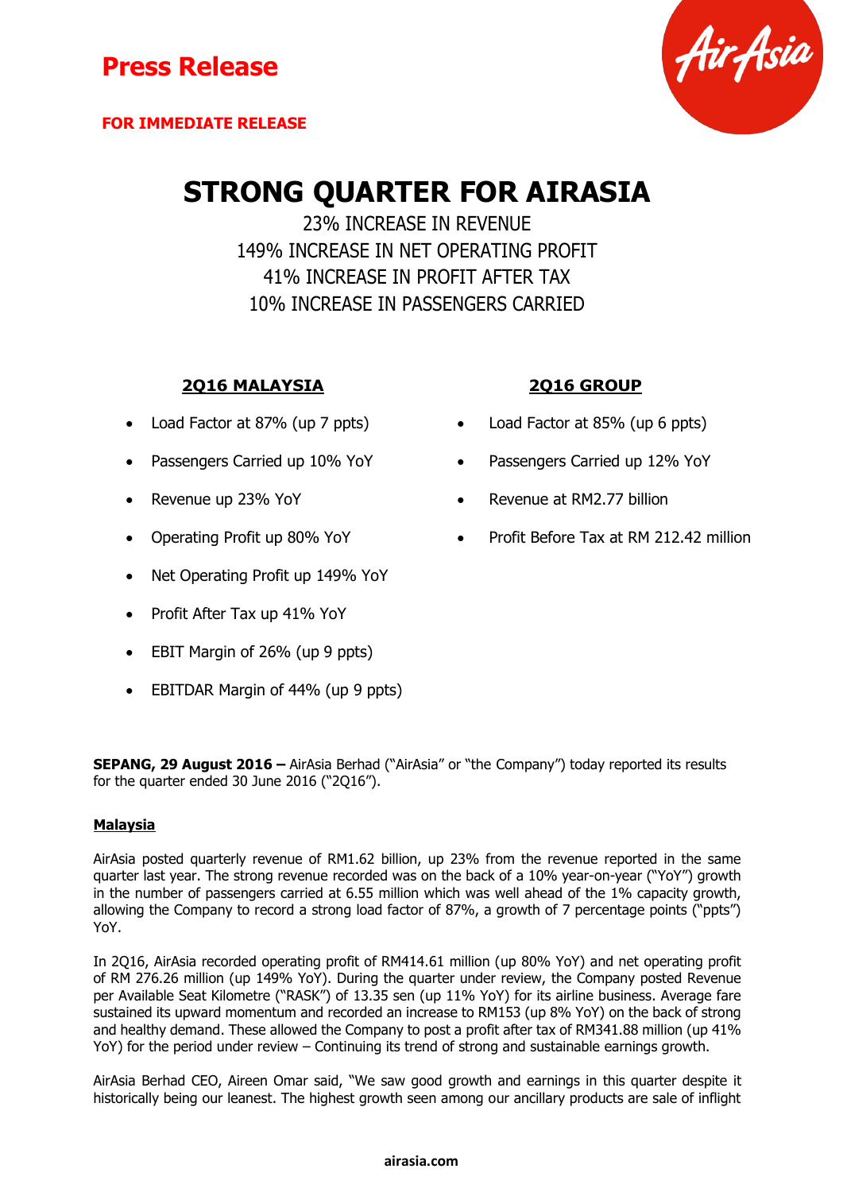# Press Release

**FOR IMMEDIATE RELEASE**

# STRONG QUARTER FOR AIRASIA

23% INCREASE IN REVENUE
149% INCREASE IN NET OPERATING PROFIT
41% INCREASE IN PROFIT AFTER TAX
10% INCREASE IN PASSENGERS CARRIED

**2Q16 MALAYSIA**

- Load Factor at 87% (up 7 ppts)
- Passengers Carried up 10% YoY
- Revenue up 23% YoY
- Operating Profit up 80% YoY
- Net Operating Profit up 149% YoY
- Profit After Tax up 41% YoY
- EBIT Margin of 26% (up 9 ppts)
- EBITDAR Margin of 44% (up 9 ppts)

**2Q16 GROUP**

- Load Factor at 85% (up 6 ppts)
- Passengers Carried up 12% YoY
- Revenue at RM2.77 billion
- Profit Before Tax at RM 212.42 million

**SEPANG, 29 August 2016 –** AirAsia Berhad ("AirAsia" or "the Company") today reported its results for the quarter ended 30 June 2016 ("2Q16").

**Malaysia**

AirAsia posted quarterly revenue of RM1.62 billion, up 23% from the revenue reported in the same quarter last year. The strong revenue recorded was on the back of a 10% year-on-year ("YoY") growth in the number of passengers carried at 6.55 million which was well ahead of the 1% capacity growth, allowing the Company to record a strong load factor of 87%, a growth of 7 percentage points ("ppts") YoY.

In 2Q16, AirAsia recorded operating profit of RM414.61 million (up 80% YoY) and net operating profit of RM 276.26 million (up 149% YoY). During the quarter under review, the Company posted Revenue per Available Seat Kilometre ("RASK") of 13.35 sen (up 11% YoY) for its airline business. Average fare sustained its upward momentum and recorded an increase to RM153 (up 8% YoY) on the back of strong and healthy demand. These allowed the Company to post a profit after tax of RM341.88 million (up 41% YoY) for the period under review – Continuing its trend of strong and sustainable earnings growth.

AirAsia Berhad CEO, Aireen Omar said, "We saw good growth and earnings in this quarter despite it historically being our leanest. The highest growth seen among our ancillary products are sale of inflight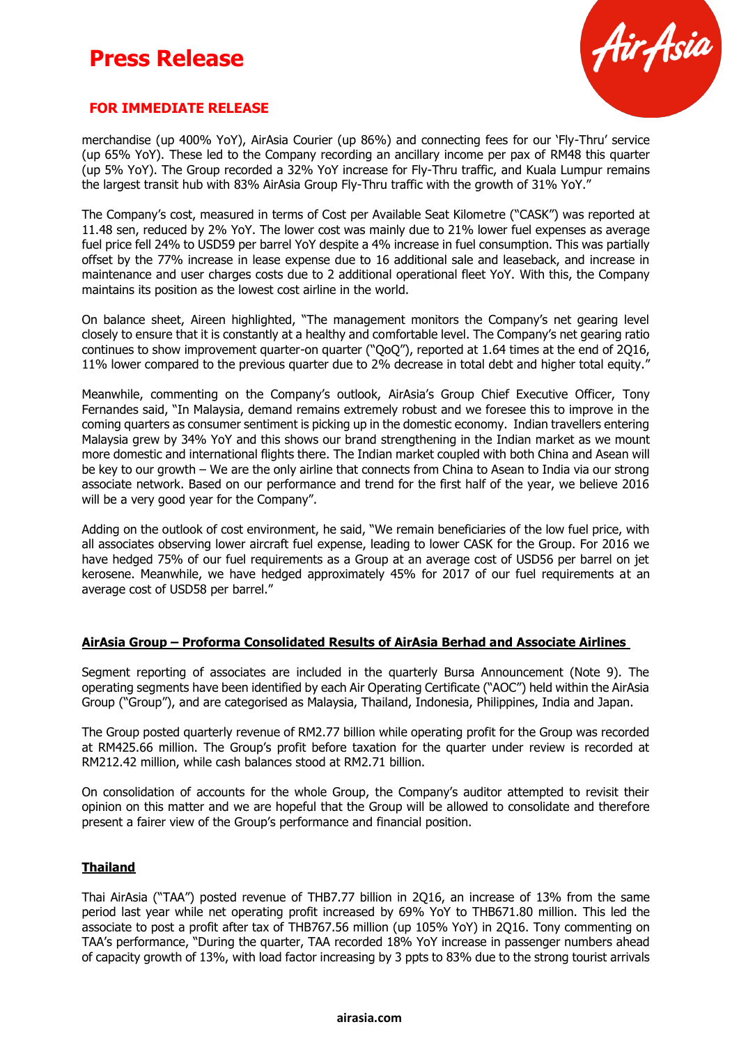merchandise (up 400% YoY), AirAsia Courier (up 86%) and connecting fees for our 'Fly-Thru' service (up 65% YoY). These led to the Company recording an ancillary income per pax of RM48 this quarter (up 5% YoY). The Group recorded a 32% YoY increase for Fly-Thru traffic, and Kuala Lumpur remains the largest transit hub with 83% AirAsia Group Fly-Thru traffic with the growth of 31% YoY."

The Company's cost, measured in terms of Cost per Available Seat Kilometre ("CASK") was reported at 11.48 sen, reduced by 2% YoY. The lower cost was mainly due to 21% lower fuel expenses as average fuel price fell 24% to USD59 per barrel YoY despite a 4% increase in fuel consumption. This was partially offset by the 77% increase in lease expense due to 16 additional sale and leaseback, and increase in maintenance and user charges costs due to 2 additional operational fleet YoY. With this, the Company maintains its position as the lowest cost airline in the world.

On balance sheet, Aireen highlighted, "The management monitors the Company's net gearing level closely to ensure that it is constantly at a healthy and comfortable level. The Company's net gearing ratio continues to show improvement quarter-on quarter ("QoQ"), reported at 1.64 times at the end of 2Q16, 11% lower compared to the previous quarter due to 2% decrease in total debt and higher total equity."

Meanwhile, commenting on the Company's outlook, AirAsia's Group Chief Executive Officer, Tony Fernandes said, "In Malaysia, demand remains extremely robust and we foresee this to improve in the coming quarters as consumer sentiment is picking up in the domestic economy. Indian travellers entering Malaysia grew by 34% YoY and this shows our brand strengthening in the Indian market as we mount more domestic and international flights there. The Indian market coupled with both China and Asean will be key to our growth – We are the only airline that connects from China to Asean to India via our strong associate network. Based on our performance and trend for the first half of the year, we believe 2016 will be a very good year for the Company".

Adding on the outlook of cost environment, he said, "We remain beneficiaries of the low fuel price, with all associates observing lower aircraft fuel expense, leading to lower CASK for the Group. For 2016 we have hedged 75% of our fuel requirements as a Group at an average cost of USD56 per barrel on jet kerosene. Meanwhile, we have hedged approximately 45% for 2017 of our fuel requirements at an average cost of USD58 per barrel."

## AirAsia Group – Proforma Consolidated Results of AirAsia Berhad and Associate Airlines

Segment reporting of associates are included in the quarterly Bursa Announcement (Note 9). The operating segments have been identified by each Air Operating Certificate ("AOC") held within the AirAsia Group ("Group"), and are categorised as Malaysia, Thailand, Indonesia, Philippines, India and Japan.

The Group posted quarterly revenue of RM2.77 billion while operating profit for the Group was recorded at RM425.66 million. The Group's profit before taxation for the quarter under review is recorded at RM212.42 million, while cash balances stood at RM2.71 billion.

On consolidation of accounts for the whole Group, the Company's auditor attempted to revisit their opinion on this matter and we are hopeful that the Group will be allowed to consolidate and therefore present a fairer view of the Group's performance and financial position.

## Thailand

Thai AirAsia ("TAA") posted revenue of THB7.77 billion in 2Q16, an increase of 13% from the same period last year while net operating profit increased by 69% YoY to THB671.80 million. This led the associate to post a profit after tax of THB767.56 million (up 105% YoY) in 2Q16. Tony commenting on TAA's performance, "During the quarter, TAA recorded 18% YoY increase in passenger numbers ahead of capacity growth of 13%, with load factor increasing by 3 ppts to 83% due to the strong tourist arrivals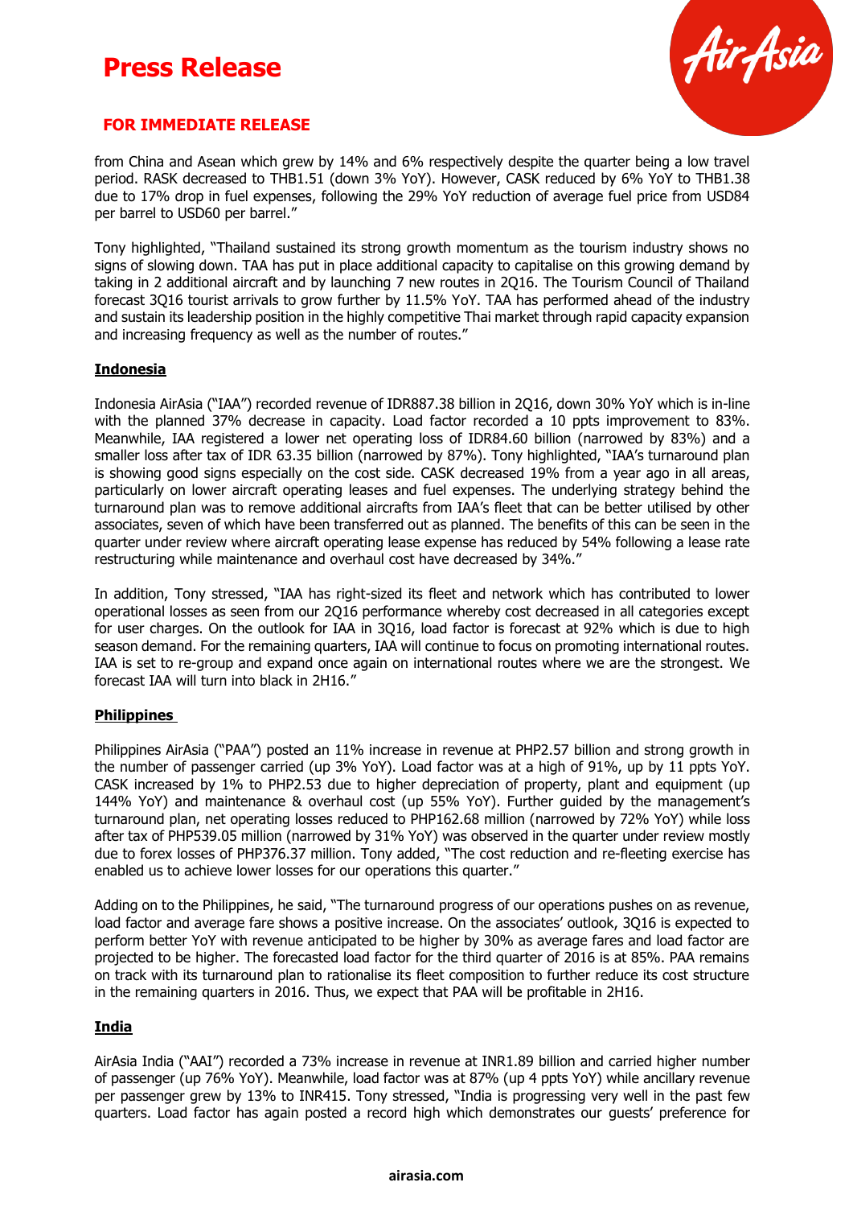from China and Asean which grew by 14% and 6% respectively despite the quarter being a low travel period. RASK decreased to THB1.51 (down 3% YoY). However, CASK reduced by 6% YoY to THB1.38 due to 17% drop in fuel expenses, following the 29% YoY reduction of average fuel price from USD84 per barrel to USD60 per barrel."

Tony highlighted, "Thailand sustained its strong growth momentum as the tourism industry shows no signs of slowing down. TAA has put in place additional capacity to capitalise on this growing demand by taking in 2 additional aircraft and by launching 7 new routes in 2Q16. The Tourism Council of Thailand forecast 3Q16 tourist arrivals to grow further by 11.5% YoY. TAA has performed ahead of the industry and sustain its leadership position in the highly competitive Thai market through rapid capacity expansion and increasing frequency as well as the number of routes."

**Indonesia**

Indonesia AirAsia ("IAA") recorded revenue of IDR887.38 billion in 2Q16, down 30% YoY which is in-line with the planned 37% decrease in capacity. Load factor recorded a 10 ppts improvement to 83%. Meanwhile, IAA registered a lower net operating loss of IDR84.60 billion (narrowed by 83%) and a smaller loss after tax of IDR 63.35 billion (narrowed by 87%). Tony highlighted, "IAA's turnaround plan is showing good signs especially on the cost side. CASK decreased 19% from a year ago in all areas, particularly on lower aircraft operating leases and fuel expenses. The underlying strategy behind the turnaround plan was to remove additional aircrafts from IAA's fleet that can be better utilised by other associates, seven of which have been transferred out as planned. The benefits of this can be seen in the quarter under review where aircraft operating lease expense has reduced by 54% following a lease rate restructuring while maintenance and overhaul cost have decreased by 34%."

In addition, Tony stressed, "IAA has right-sized its fleet and network which has contributed to lower operational losses as seen from our 2Q16 performance whereby cost decreased in all categories except for user charges. On the outlook for IAA in 3Q16, load factor is forecast at 92% which is due to high season demand. For the remaining quarters, IAA will continue to focus on promoting international routes. IAA is set to re-group and expand once again on international routes where we are the strongest. We forecast IAA will turn into black in 2H16."

**Philippines**

Philippines AirAsia ("PAA") posted an 11% increase in revenue at PHP2.57 billion and strong growth in the number of passenger carried (up 3% YoY). Load factor was at a high of 91%, up by 11 ppts YoY. CASK increased by 1% to PHP2.53 due to higher depreciation of property, plant and equipment (up 144% YoY) and maintenance & overhaul cost (up 55% YoY). Further guided by the management's turnaround plan, net operating losses reduced to PHP162.68 million (narrowed by 72% YoY) while loss after tax of PHP539.05 million (narrowed by 31% YoY) was observed in the quarter under review mostly due to forex losses of PHP376.37 million. Tony added, "The cost reduction and re-fleeting exercise has enabled us to achieve lower losses for our operations this quarter."

Adding on to the Philippines, he said, "The turnaround progress of our operations pushes on as revenue, load factor and average fare shows a positive increase. On the associates' outlook, 3Q16 is expected to perform better YoY with revenue anticipated to be higher by 30% as average fares and load factor are projected to be higher. The forecasted load factor for the third quarter of 2016 is at 85%. PAA remains on track with its turnaround plan to rationalise its fleet composition to further reduce its cost structure in the remaining quarters in 2016. Thus, we expect that PAA will be profitable in 2H16.

**India**

AirAsia India ("AAI") recorded a 73% increase in revenue at INR1.89 billion and carried higher number of passenger (up 76% YoY). Meanwhile, load factor was at 87% (up 4 ppts YoY) while ancillary revenue per passenger grew by 13% to INR415. Tony stressed, "India is progressing very well in the past few quarters. Load factor has again posted a record high which demonstrates our guests' preference for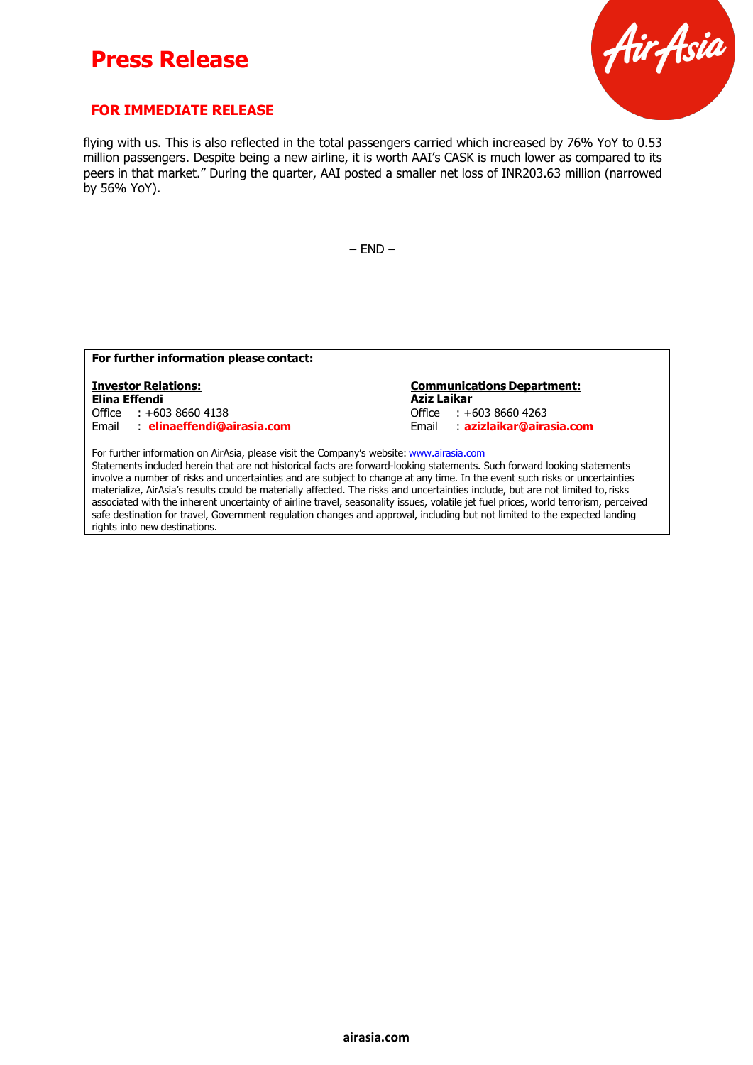# Press Release

## FOR IMMEDIATE RELEASE

flying with us. This is also reflected in the total passengers carried which increased by 76% YoY to 0.53 million passengers. Despite being a new airline, it is worth AAI's CASK is much lower as compared to its peers in that market." During the quarter, AAI posted a smaller net loss of INR203.63 million (narrowed by 56% YoY).

– END –

**For further information please contact:**

**Investor Relations:**
**Elina Effendi**
Office : +603 8660 4138
Email : **elinaeffendi@airasia.com**

**Communications Department:**
**Aziz Laikar**
Office : +603 8660 4263
Email : **azizlaikar@airasia.com**

For further information on AirAsia, please visit the Company's website: www.airasia.com
Statements included herein that are not historical facts are forward-looking statements. Such forward looking statements involve a number of risks and uncertainties and are subject to change at any time. In the event such risks or uncertainties materialize, AirAsia's results could be materially affected. The risks and uncertainties include, but are not limited to, risks associated with the inherent uncertainty of airline travel, seasonality issues, volatile jet fuel prices, world terrorism, perceived safe destination for travel, Government regulation changes and approval, including but not limited to the expected landing rights into new destinations.